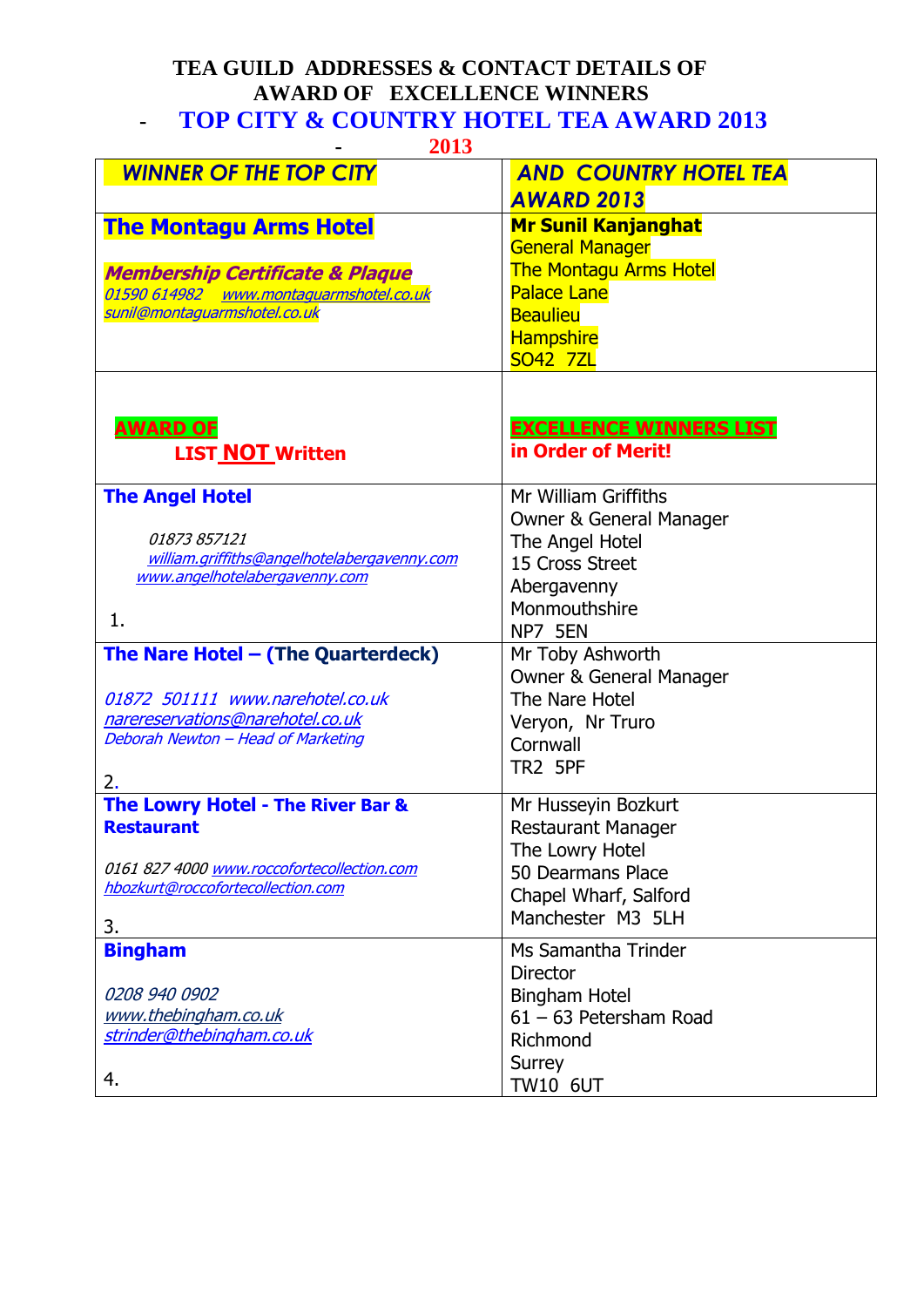# TEA GUILD ADDRESSES & CONTACT DETAILS OF AWARD OF EXCELLENCE WINNERS

## - TOP CITY & COUNTRY HOTEL TEA AWARD 2013

- 2013

| *WINNER OF THE TOP CITY* | *AND COUNTRY HOTEL TEA AWARD 2013* |
|---|---|
| **The Montagu Arms Hotel**<br><br>***Membership Certificate & Plaque***<br>*01590 614982 www.montaguarmshotel.co.uk*<br>*sunil@montaguarmshotel.co.uk* | **Mr Sunil Kanjanghat**<br>General Manager<br>The Montagu Arms Hotel<br>Palace Lane<br>Beaulieu<br>Hampshire<br>SO42 7ZL |
| **AWARD OF**<br>**LIST NOT Written** | **EXCELLENCE WINNERS LIST**<br>**in Order of Merit!** |
| **The Angel Hotel**<br><br>*01873 857121*<br>*william.griffiths@angelhotelabergavenny.com*<br>*www.angelhotelabergavenny.com*<br><br>1. | Mr William Griffiths<br>Owner & General Manager<br>The Angel Hotel<br>15 Cross Street<br>Abergavenny<br>Monmouthshire<br>NP7 5EN |
| **The Nare Hotel – (The Quarterdeck)**<br><br>*01872 501111 www.narehotel.co.uk*<br>*narereservations@narehotel.co.uk*<br>*Deborah Newton – Head of Marketing*<br><br>2. | Mr Toby Ashworth<br>Owner & General Manager<br>The Nare Hotel<br>Veryon, Nr Truro<br>Cornwall<br>TR2 5PF |
| **The Lowry Hotel - The River Bar & Restaurant**<br><br>*0161 827 4000 www.roccofortecollection.com*<br>*hbozkurt@roccofortecollection.com*<br><br>3. | Mr Husseyin Bozkurt<br>Restaurant Manager<br>The Lowry Hotel<br>50 Dearmans Place<br>Chapel Wharf, Salford<br>Manchester M3 5LH |
| **Bingham**<br><br>*0208 940 0902*<br>*www.thebingham.co.uk*<br>*strinder@thebingham.co.uk*<br><br>4. | Ms Samantha Trinder<br>Director<br>Bingham Hotel<br>61 – 63 Petersham Road<br>Richmond<br>Surrey<br>TW10 6UT |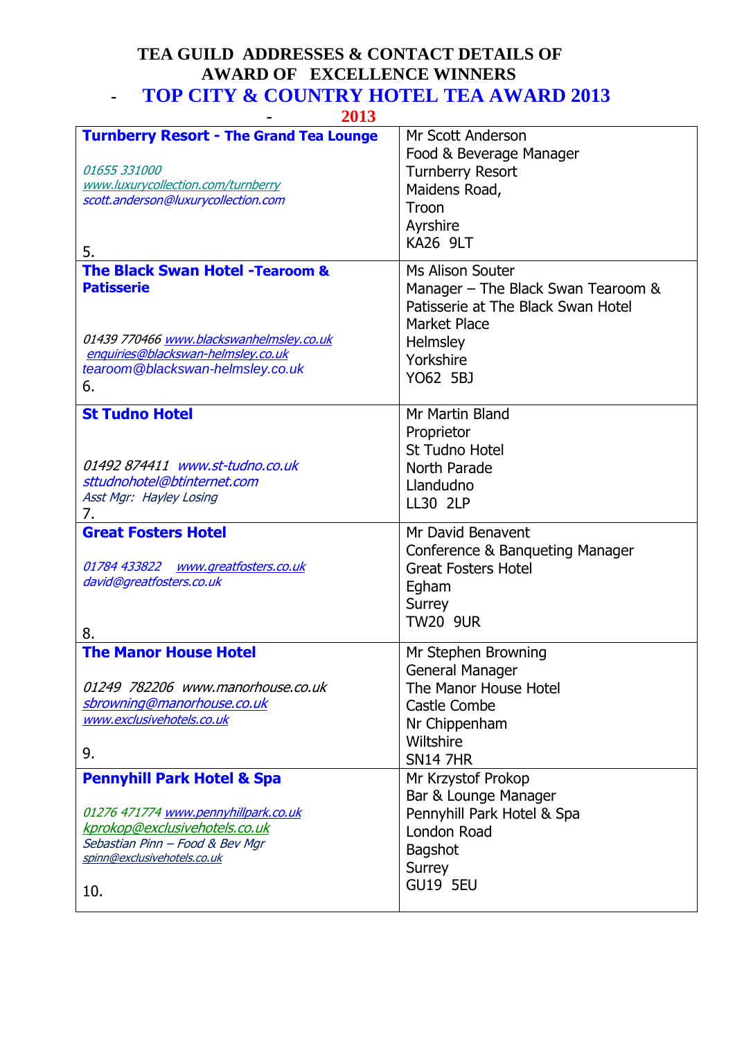# TEA GUILD ADDRESSES & CONTACT DETAILS OF AWARD OF EXCELLENCE WINNERS

## - TOP CITY & COUNTRY HOTEL TEA AWARD 2013

## - 2013

| | |
|---|---|
| **Turnberry Resort - The Grand Tea Lounge**<br><br>*01655 331000*<br>*www.luxurycollection.com/turnberry*<br>*scott.anderson@luxurycollection.com*<br><br>5. | Mr Scott Anderson<br>Food & Beverage Manager<br>Turnberry Resort<br>Maidens Road,<br>Troon<br>Ayrshire<br>KA26 9LT |
| **The Black Swan Hotel -Tearoom & Patisserie**<br><br>*01439 770466 www.blackswanhelmsley.co.uk*<br>*enquiries@blackswan-helmsley.co.uk*<br>tearoom@blackswan-helmsley.co.uk<br>6. | Ms Alison Souter<br>Manager – The Black Swan Tearoom & Patisserie at The Black Swan Hotel<br>Market Place<br>Helmsley<br>Yorkshire<br>YO62 5BJ |
| **St Tudno Hotel**<br><br>*01492 874411 www.st-tudno.co.uk*<br>*sttudnohotel@btinternet.com*<br>*Asst Mgr: Hayley Losing*<br>7. | Mr Martin Bland<br>Proprietor<br>St Tudno Hotel<br>North Parade<br>Llandudno<br>LL30 2LP |
| **Great Fosters Hotel**<br><br>*01784 433822 www.greatfosters.co.uk*<br>*david@greatfosters.co.uk*<br><br>8. | Mr David Benavent<br>Conference & Banqueting Manager<br>Great Fosters Hotel<br>Egham<br>Surrey<br>TW20 9UR |
| **The Manor House Hotel**<br><br>*01249 782206 www.manorhouse.co.uk*<br>*sbrowning@manorhouse.co.uk*<br>*www.exclusivehotels.co.uk*<br><br>9. | Mr Stephen Browning<br>General Manager<br>The Manor House Hotel<br>Castle Combe<br>Nr Chippenham<br>Wiltshire<br>SN14 7HR |
| **Pennyhill Park Hotel & Spa**<br><br>*01276 471774 www.pennyhillpark.co.uk*<br>*kprokop@exclusivehotels.co.uk*<br>*Sebastian Pinn – Food & Bev Mgr*<br>*spinn@exclusivehotels.co.uk*<br><br>10. | Mr Krzystof Prokop<br>Bar & Lounge Manager<br>Pennyhill Park Hotel & Spa<br>London Road<br>Bagshot<br>Surrey<br>GU19 5EU |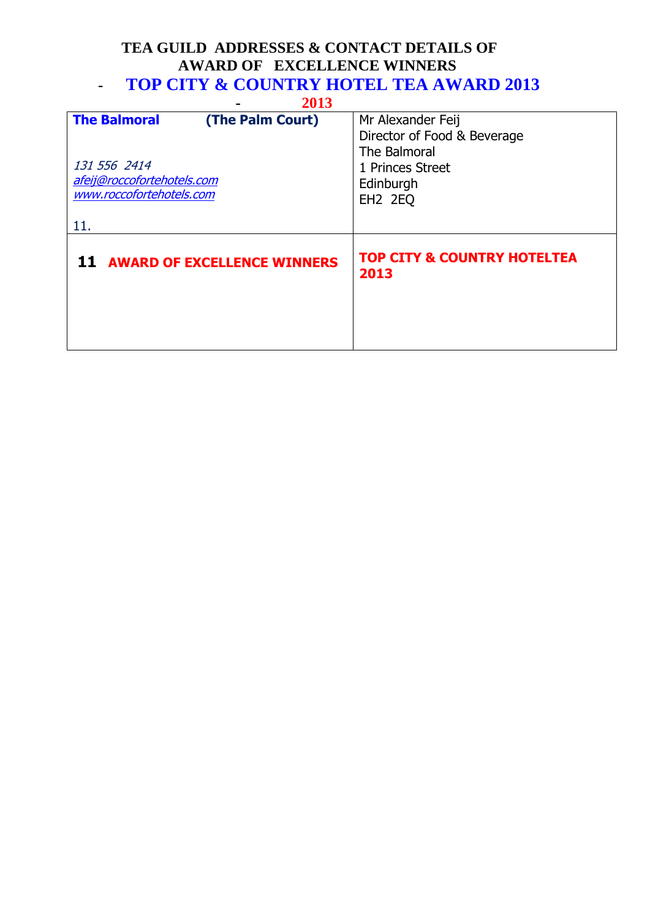**TEA GUILD ADDRESSES & CONTACT DETAILS OF AWARD OF EXCELLENCE WINNERS**

## - TOP CITY & COUNTRY HOTEL TEA AWARD 2013

**- 2013**

| | |
|---|---|
| **The Balmoral (The Palm Court)**<br><br>*131 556 2414*<br>*afeij@roccofortehotels.com*<br>*www.roccofortehotels.com*<br><br>11. | Mr Alexander Feij<br>Director of Food & Beverage<br>The Balmoral<br>1 Princes Street<br>Edinburgh<br>EH2 2EQ |
| **11 AWARD OF EXCELLENCE WINNERS** | **TOP CITY & COUNTRY HOTELTEA 2013** |